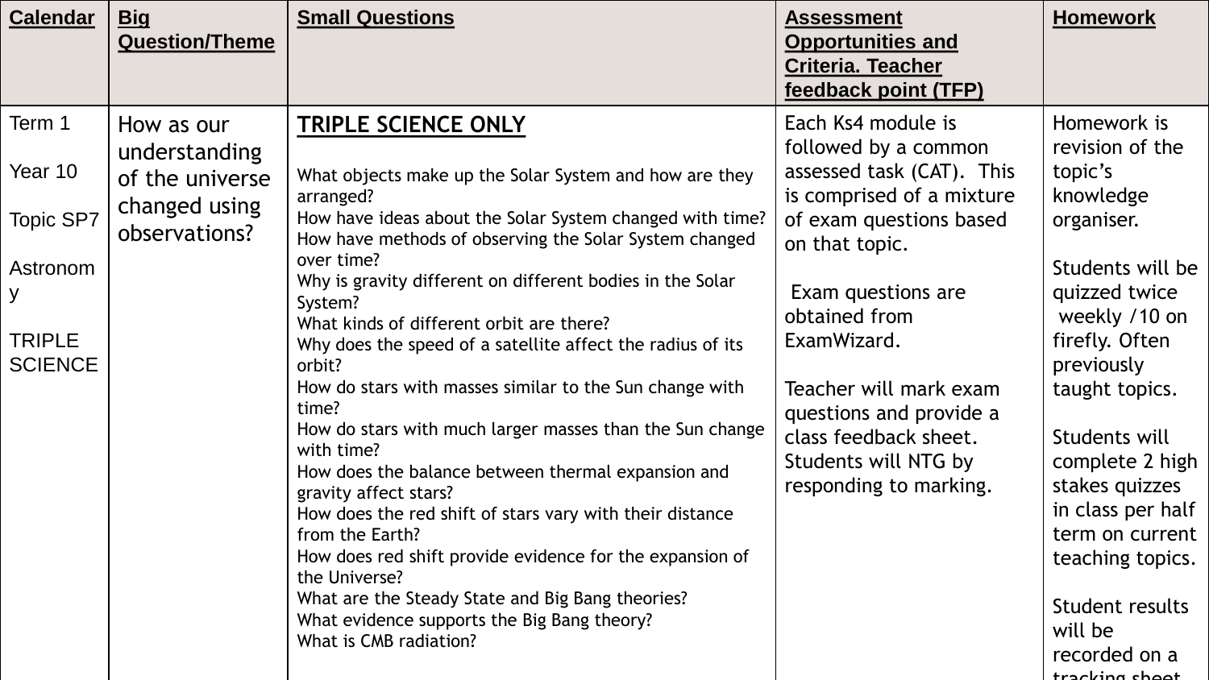| Calendar | Big Question/Theme | Small Questions | Assessment Opportunities and Criteria. Teacher feedback point (TFP) | Homework |
|---|---|---|---|---|
| Term 1<br><br>Year 10<br><br>Topic SP7<br><br>Astronomy<br><br>TRIPLE SCIENCE | How as our understanding of the universe changed using observations? | **TRIPLE SCIENCE ONLY**<br><br>What objects make up the Solar System and how are they arranged?<br>How have ideas about the Solar System changed with time?<br>How have methods of observing the Solar System changed over time?<br>Why is gravity different on different bodies in the Solar System?<br>What kinds of different orbit are there?<br>Why does the speed of a satellite affect the radius of its orbit?<br>How do stars with masses similar to the Sun change with time?<br>How do stars with much larger masses than the Sun change with time?<br>How does the balance between thermal expansion and gravity affect stars?<br>How does the red shift of stars vary with their distance from the Earth?<br>How does red shift provide evidence for the expansion of the Universe?<br>What are the Steady State and Big Bang theories?<br>What evidence supports the Big Bang theory?<br>What is CMB radiation? | Each Ks4 module is followed by a common assessed task (CAT). This is comprised of a mixture of exam questions based on that topic.<br><br>Exam questions are obtained from ExamWizard.<br><br>Teacher will mark exam questions and provide a class feedback sheet. Students will NTG by responding to marking. | Homework is revision of the topic's knowledge organiser.<br><br>Students will be quizzed twice weekly /10 on firefly. Often previously taught topics.<br><br>Students will complete 2 high stakes quizzes in class per half term on current teaching topics.<br><br>Student results will be recorded on a tracking sheet |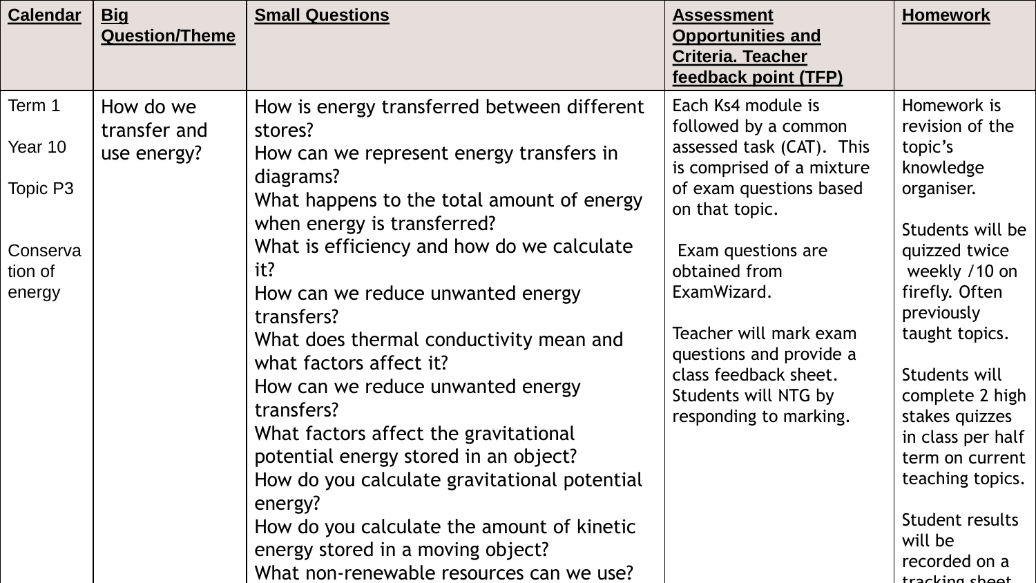| Calendar | Big Question/Theme | Small Questions | Assessment Opportunities and Criteria. Teacher feedback point (TFP) | Homework |
|---|---|---|---|---|
| Term 1<br><br>Year 10<br><br>Topic P3<br><br>Conservation of energy | How do we transfer and use energy? | How is energy transferred between different stores?<br>How can we represent energy transfers in diagrams?<br>What happens to the total amount of energy when energy is transferred?<br>What is efficiency and how do we calculate it?<br>How can we reduce unwanted energy transfers?<br>What does thermal conductivity mean and what factors affect it?<br>How can we reduce unwanted energy transfers?<br>What factors affect the gravitational potential energy stored in an object?<br>How do you calculate gravitational potential energy?<br>How do you calculate the amount of kinetic energy stored in a moving object?<br>What non-renewable resources can we use? | Each Ks4 module is followed by a common assessed task (CAT). This is comprised of a mixture of exam questions based on that topic.<br><br>Exam questions are obtained from ExamWizard.<br><br>Teacher will mark exam questions and provide a class feedback sheet. Students will NTG by responding to marking. | Homework is revision of the topic's knowledge organiser.<br><br>Students will be quizzed twice weekly /10 on firefly. Often previously taught topics.<br><br>Students will complete 2 high stakes quizzes in class per half term on current teaching topics.<br><br>Student results will be recorded on a tracking sheet |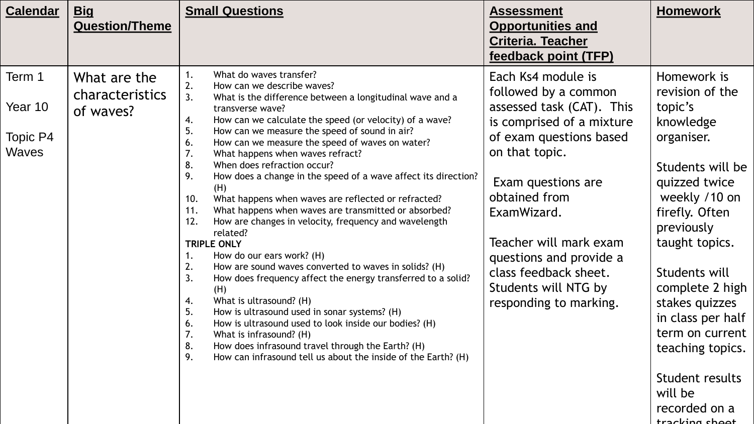| Calendar | Big Question/Theme | Small Questions | Assessment Opportunities and Criteria. Teacher feedback point (TFP) | Homework |
| --- | --- | --- | --- | --- |
| Term 1<br><br>Year 10<br><br>Topic P4 Waves | What are the characteristics of waves? | 1. What do waves transfer?<br>2. How can we describe waves?<br>3. What is the difference between a longitudinal wave and a transverse wave?<br>4. How can we calculate the speed (or velocity) of a wave?<br>5. How can we measure the speed of sound in air?<br>6. How can we measure the speed of waves on water?<br>7. What happens when waves refract?<br>8. When does refraction occur?<br>9. How does a change in the speed of a wave affect its direction? (H)<br>10. What happens when waves are reflected or refracted?<br>11. What happens when waves are transmitted or absorbed?<br>12. How are changes in velocity, frequency and wavelength related?<br>**TRIPLE ONLY**<br>1. How do our ears work? (H)<br>2. How are sound waves converted to waves in solids? (H)<br>3. How does frequency affect the energy transferred to a solid? (H)<br>4. What is ultrasound? (H)<br>5. How is ultrasound used in sonar systems? (H)<br>6. How is ultrasound used to look inside our bodies? (H)<br>7. What is infrasound? (H)<br>8. How does infrasound travel through the Earth? (H)<br>9. How can infrasound tell us about the inside of the Earth? (H) | Each Ks4 module is followed by a common assessed task (CAT). This is comprised of a mixture of exam questions based on that topic.<br><br>Exam questions are obtained from ExamWizard.<br><br>Teacher will mark exam questions and provide a class feedback sheet. Students will NTG by responding to marking. | Homework is revision of the topic's knowledge organiser.<br><br>Students will be quizzed twice weekly /10 on firefly. Often previously taught topics.<br><br>Students will complete 2 high stakes quizzes in class per half term on current teaching topics.<br><br>Student results will be recorded on a tracking sheet |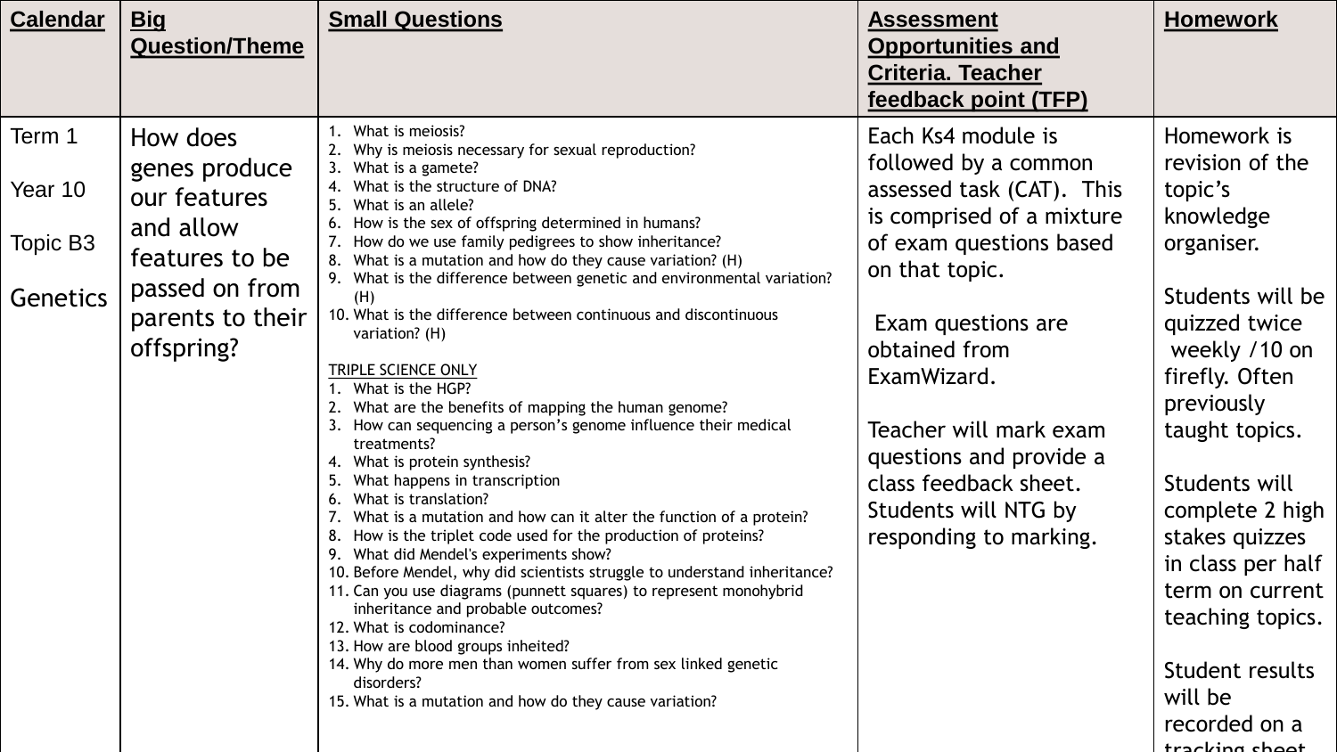| Calendar | Big Question/Theme | Small Questions | Assessment Opportunities and Criteria. Teacher feedback point (TFP) | Homework |
|---|---|---|---|---|
| Term 1<br><br>Year 10<br><br>Topic B3<br><br>Genetics | How does genes produce our features and allow features to be passed on from parents to their offspring? | 1. What is meiosis?<br>2. Why is meiosis necessary for sexual reproduction?<br>3. What is a gamete?<br>4. What is the structure of DNA?<br>5. What is an allele?<br>6. How is the sex of offspring determined in humans?<br>7. How do we use family pedigrees to show inheritance?<br>8. What is a mutation and how do they cause variation? (H)<br>9. What is the difference between genetic and environmental variation? (H)<br>10. What is the difference between continuous and discontinuous variation? (H)<br><br>TRIPLE SCIENCE ONLY<br>1. What is the HGP?<br>2. What are the benefits of mapping the human genome?<br>3. How can sequencing a person's genome influence their medical treatments?<br>4. What is protein synthesis?<br>5. What happens in transcription<br>6. What is translation?<br>7. What is a mutation and how can it alter the function of a protein?<br>8. How is the triplet code used for the production of proteins?<br>9. What did Mendel's experiments show?<br>10. Before Mendel, why did scientists struggle to understand inheritance?<br>11. Can you use diagrams (punnett squares) to represent monohybrid inheritance and probable outcomes?<br>12. What is codominance?<br>13. How are blood groups inheited?<br>14. Why do more men than women suffer from sex linked genetic disorders?<br>15. What is a mutation and how do they cause variation? | Each Ks4 module is followed by a common assessed task (CAT). This is comprised of a mixture of exam questions based on that topic.<br><br>Exam questions are obtained from ExamWizard.<br><br>Teacher will mark exam questions and provide a class feedback sheet. Students will NTG by responding to marking. | Homework is revision of the topic's knowledge organiser.<br><br>Students will be quizzed twice weekly /10 on firefly. Often previously taught topics.<br><br>Students will complete 2 high stakes quizzes in class per half term on current teaching topics.<br><br>Student results will be recorded on a tracking sheet |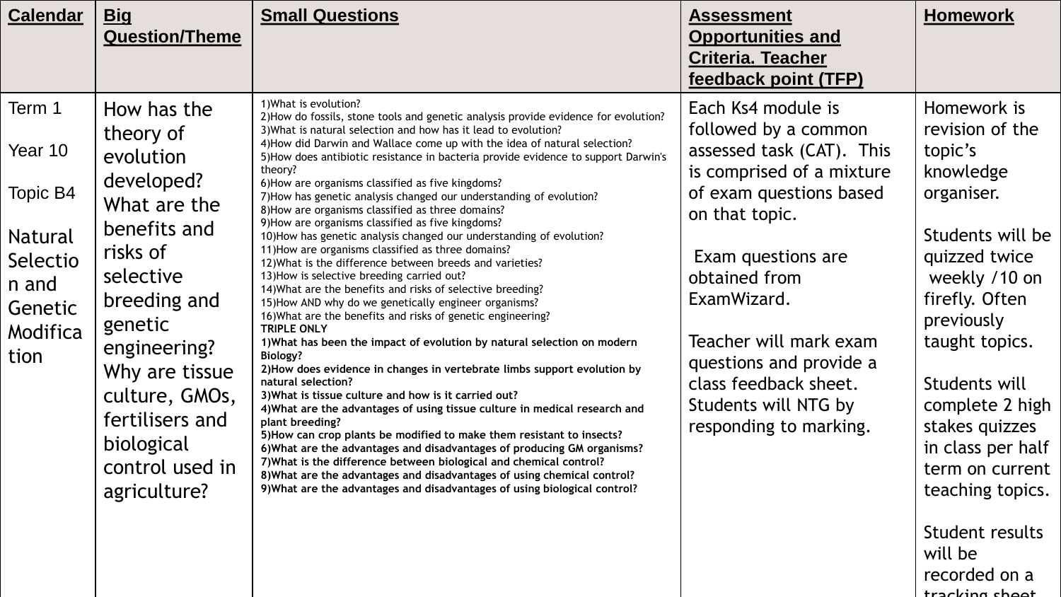| Calendar | Big Question/Theme | Small Questions | Assessment Opportunities and Criteria. Teacher feedback point (TFP) | Homework |
|---|---|---|---|---|
| Term 1<br><br>Year 10<br><br>Topic B4<br><br>Natural Selection and Genetic Modification | How has the theory of evolution developed? What are the benefits and risks of selective breeding and genetic engineering? Why are tissue culture, GMOs, fertilisers and biological control used in agriculture? | 1)What is evolution?<br>2)How do fossils, stone tools and genetic analysis provide evidence for evolution?<br>3)What is natural selection and how has it lead to evolution?<br>4)How did Darwin and Wallace come up with the idea of natural selection?<br>5)How does antibiotic resistance in bacteria provide evidence to support Darwin's theory?<br>6)How are organisms classified as five kingdoms?<br>7)How has genetic analysis changed our understanding of evolution?<br>8)How are organisms classified as three domains?<br>9)How are organisms classified as five kingdoms?<br>10)How has genetic analysis changed our understanding of evolution?<br>11)How are organisms classified as three domains?<br>12)What is the difference between breeds and varieties?<br>13)How is selective breeding carried out?<br>14)What are the benefits and risks of selective breeding?<br>15)How AND why do we genetically engineer organisms?<br>16)What are the benefits and risks of genetic engineering?<br>**TRIPLE ONLY**<br>**1)What has been the impact of evolution by natural selection on modern Biology?**<br>**2)How does evidence in changes in vertebrate limbs support evolution by natural selection?**<br>**3)What is tissue culture and how is it carried out?**<br>**4)What are the advantages of using tissue culture in medical research and plant breeding?**<br>**5)How can crop plants be modified to make them resistant to insects?**<br>**6)What are the advantages and disadvantages of producing GM organisms?**<br>**7)What is the difference between biological and chemical control?**<br>**8)What are the advantages and disadvantages of using chemical control?**<br>**9)What are the advantages and disadvantages of using biological control?** | Each Ks4 module is followed by a common assessed task (CAT). This is comprised of a mixture of exam questions based on that topic.<br><br>Exam questions are obtained from ExamWizard.<br><br>Teacher will mark exam questions and provide a class feedback sheet. Students will NTG by responding to marking. | Homework is revision of the topic's knowledge organiser.<br><br>Students will be quizzed twice weekly /10 on firefly. Often previously taught topics.<br><br>Students will complete 2 high stakes quizzes in class per half term on current teaching topics.<br><br>Student results will be recorded on a tracking sheet |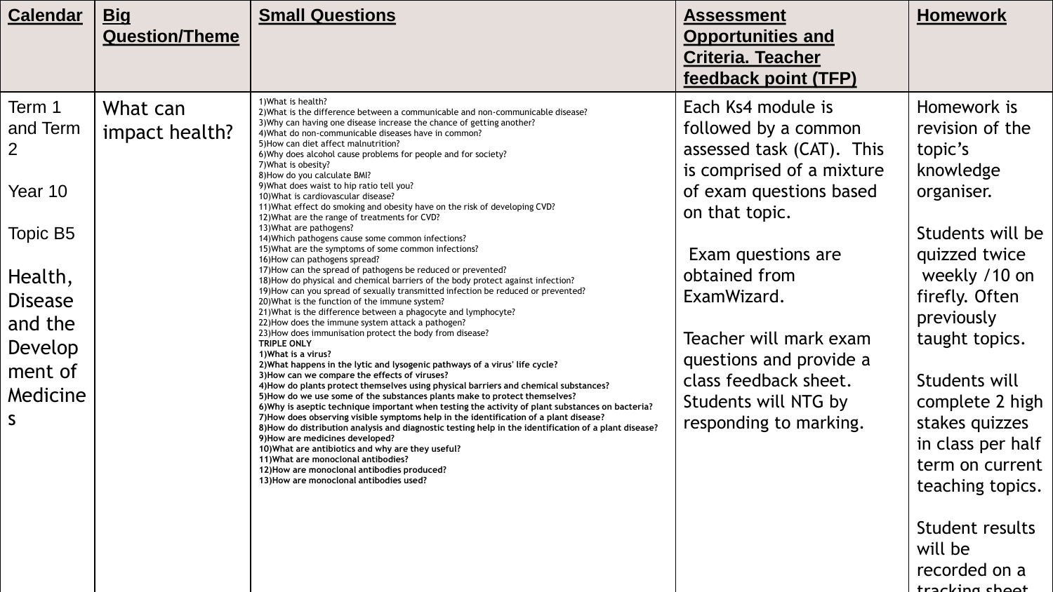| Calendar | Big Question/Theme | Small Questions | Assessment Opportunities and Criteria. Teacher feedback point (TFP) | Homework |
|---|---|---|---|---|
| Term 1 and Term 2<br><br>Year 10<br><br>Topic B5<br><br>Health, Disease and the Develop ment of Medicine s | What can impact health? | 1)What is health?<br>2)What is the difference between a communicable and non-communicable disease?<br>3)Why can having one disease increase the chance of getting another?<br>4)What do non-communicable diseases have in common?<br>5)How can diet affect malnutrition?<br>6)Why does alcohol cause problems for people and for society?<br>7)What is obesity?<br>8)How do you calculate BMI?<br>9)What does waist to hip ratio tell you?<br>10)What is cardiovascular disease?<br>11)What effect do smoking and obesity have on the risk of developing CVD?<br>12)What are the range of treatments for CVD?<br>13)What are pathogens?<br>14)Which pathogens cause some common infections?<br>15)What are the symptoms of some common infections?<br>16)How can pathogens spread?<br>17)How can the spread of pathogens be reduced or prevented?<br>18)How do physical and chemical barriers of the body protect against infection?<br>19)How can you spread of sexually transmitted infection be reduced or prevented?<br>20)What is the function of the immune system?<br>21)What is the difference between a phagocyte and lymphocyte?<br>22)How does the immune system attack a pathogen?<br>23)How does immunisation protect the body from disease?<br>**TRIPLE ONLY**<br>**1)What is a virus?**<br>**2)What happens in the lytic and lysogenic pathways of a virus' life cycle?**<br>**3)How can we compare the effects of viruses?**<br>**4)How do plants protect themselves using physical barriers and chemical substances?**<br>**5)How do we use some of the substances plants make to protect themselves?**<br>**6)Why is aseptic technique important when testing the activity of plant substances on bacteria?**<br>**7)How does observing visible symptoms help in the identification of a plant disease?**<br>**8)How do distribution analysis and diagnostic testing help in the identification of a plant disease?**<br>**9)How are medicines developed?**<br>**10)What are antibiotics and why are they useful?**<br>**11)What are monoclonal antibodies?**<br>**12)How are monoclonal antibodies produced?**<br>**13)How are monoclonal antibodies used?** | Each Ks4 module is followed by a common assessed task (CAT). This is comprised of a mixture of exam questions based on that topic.<br><br>Exam questions are obtained from ExamWizard.<br><br>Teacher will mark exam questions and provide a class feedback sheet. Students will NTG by responding to marking. | Homework is revision of the topic's knowledge organiser.<br><br>Students will be quizzed twice weekly /10 on firefly. Often previously taught topics.<br><br>Students will complete 2 high stakes quizzes in class per half term on current teaching topics.<br><br>Student results will be recorded on a tracking sheet |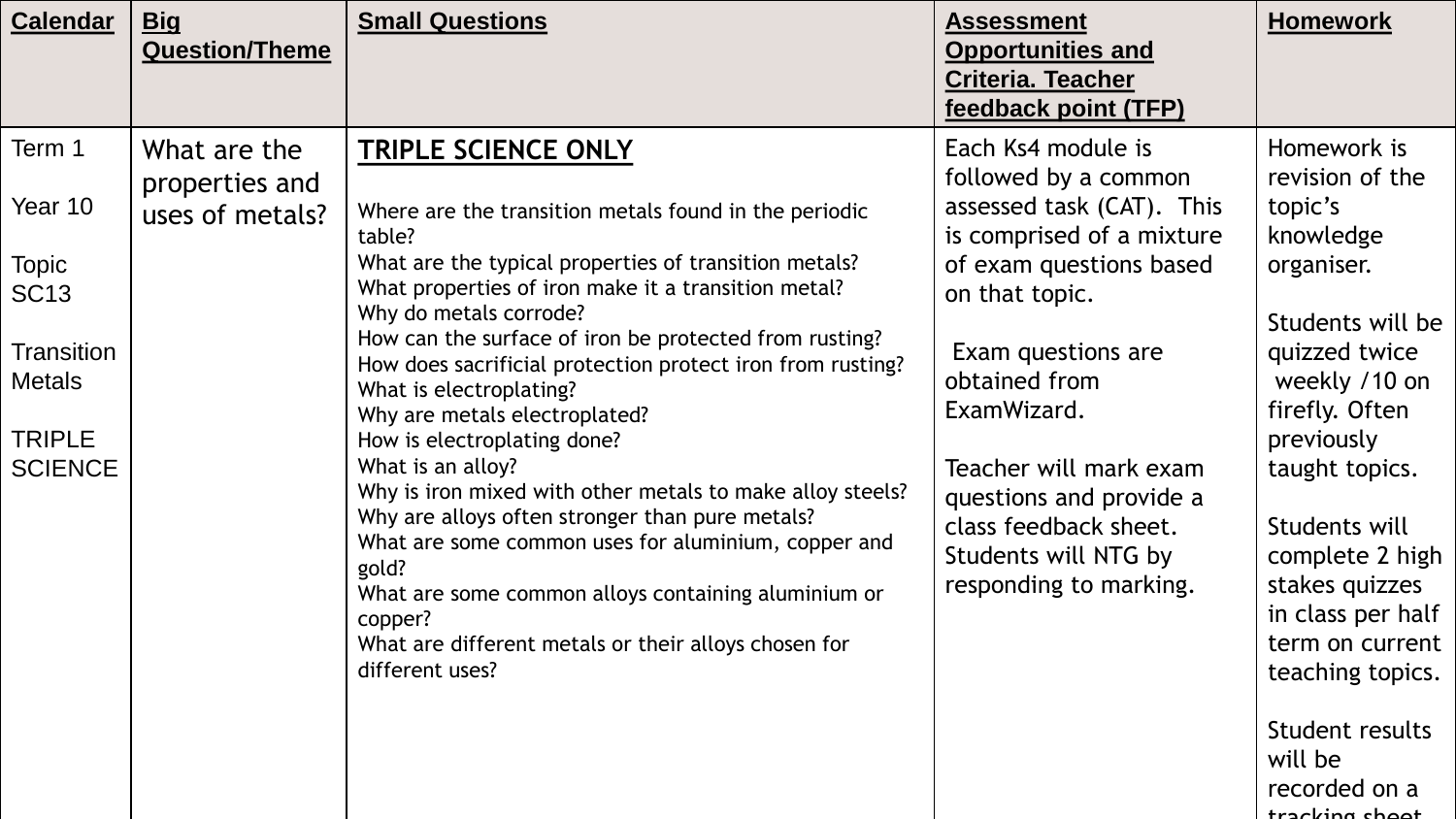| Calendar | Big Question/Theme | Small Questions | Assessment Opportunities and Criteria. Teacher feedback point (TFP) | Homework |
|---|---|---|---|---|
| Term 1<br><br>Year 10<br><br>Topic SC13<br><br>Transition Metals<br><br>TRIPLE SCIENCE | What are the properties and uses of metals? | **TRIPLE SCIENCE ONLY**<br><br>Where are the transition metals found in the periodic table?<br>What are the typical properties of transition metals?<br>What properties of iron make it a transition metal?<br>Why do metals corrode?<br>How can the surface of iron be protected from rusting?<br>How does sacrificial protection protect iron from rusting?<br>What is electroplating?<br>Why are metals electroplated?<br>How is electroplating done?<br>What is an alloy?<br>Why is iron mixed with other metals to make alloy steels?<br>Why are alloys often stronger than pure metals?<br>What are some common uses for aluminium, copper and gold?<br>What are some common alloys containing aluminium or copper?<br>What are different metals or their alloys chosen for different uses? | Each Ks4 module is followed by a common assessed task (CAT). This is comprised of a mixture of exam questions based on that topic.<br><br>Exam questions are obtained from ExamWizard.<br><br>Teacher will mark exam questions and provide a class feedback sheet. Students will NTG by responding to marking. | Homework is revision of the topic's knowledge organiser.<br><br>Students will be quizzed twice weekly /10 on firefly. Often previously taught topics.<br><br>Students will complete 2 high stakes quizzes in class per half term on current teaching topics.<br><br>Student results will be recorded on a tracking sheet |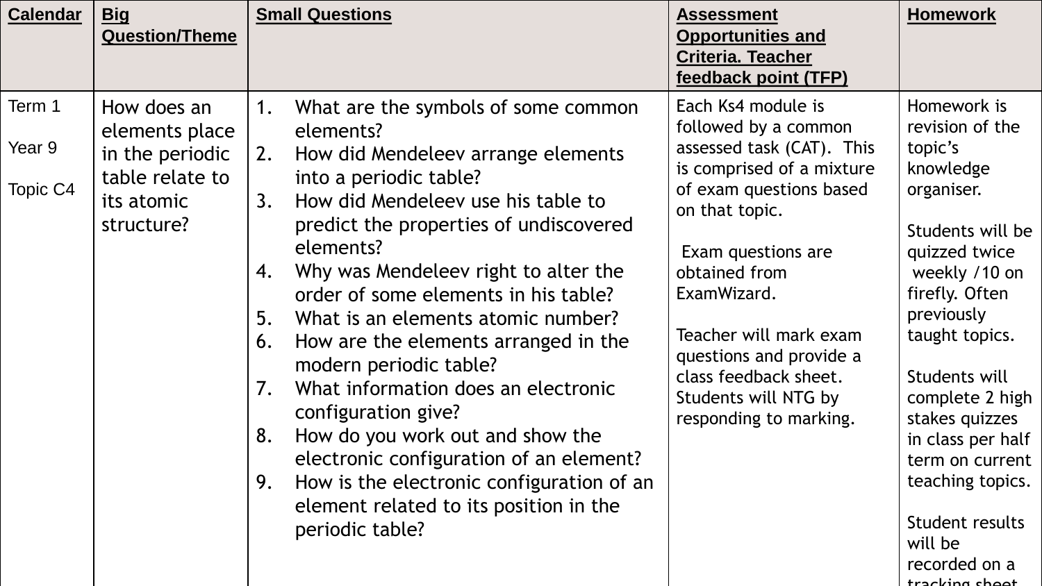| Calendar | Big Question/Theme | Small Questions | Assessment Opportunities and Criteria. Teacher feedback point (TFP) | Homework |
|---|---|---|---|---|
| Term 1<br><br>Year 9<br><br>Topic C4 | How does an elements place in the periodic table relate to its atomic structure? | 1. What are the symbols of some common elements?<br>2. How did Mendeleev arrange elements into a periodic table?<br>3. How did Mendeleev use his table to predict the properties of undiscovered elements?<br>4. Why was Mendeleev right to alter the order of some elements in his table?<br>5. What is an elements atomic number?<br>6. How are the elements arranged in the modern periodic table?<br>7. What information does an electronic configuration give?<br>8. How do you work out and show the electronic configuration of an element?<br>9. How is the electronic configuration of an element related to its position in the periodic table? | Each Ks4 module is followed by a common assessed task (CAT). This is comprised of a mixture of exam questions based on that topic.<br><br>Exam questions are obtained from ExamWizard.<br><br>Teacher will mark exam questions and provide a class feedback sheet. Students will NTG by responding to marking. | Homework is revision of the topic's knowledge organiser.<br><br>Students will be quizzed twice weekly /10 on firefly. Often previously taught topics.<br><br>Students will complete 2 high stakes quizzes in class per half term on current teaching topics.<br><br>Student results will be recorded on a tracking sheet |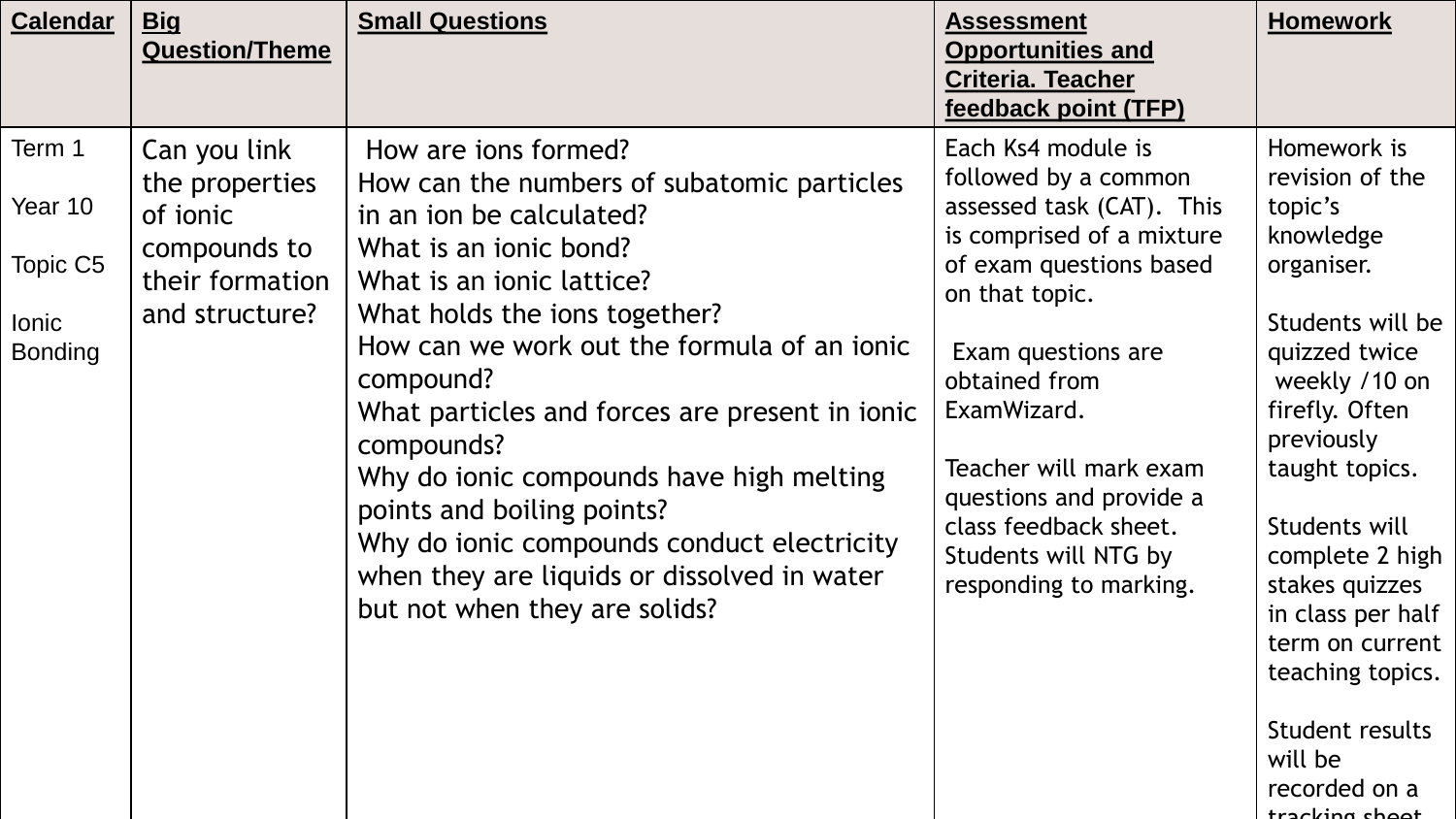| Calendar | Big Question/Theme | Small Questions | Assessment Opportunities and Criteria. Teacher feedback point (TFP) | Homework |
|---|---|---|---|---|
| Term 1<br><br>Year 10<br><br>Topic C5<br><br>Ionic Bonding | Can you link the properties of ionic compounds to their formation and structure? | How are ions formed?<br>How can the numbers of subatomic particles in an ion be calculated?<br>What is an ionic bond?<br>What is an ionic lattice?<br>What holds the ions together?<br>How can we work out the formula of an ionic compound?<br>What particles and forces are present in ionic compounds?<br>Why do ionic compounds have high melting points and boiling points?<br>Why do ionic compounds conduct electricity when they are liquids or dissolved in water but not when they are solids? | Each Ks4 module is followed by a common assessed task (CAT). This is comprised of a mixture of exam questions based on that topic.<br><br>Exam questions are obtained from ExamWizard.<br><br>Teacher will mark exam questions and provide a class feedback sheet. Students will NTG by responding to marking. | Homework is revision of the topic's knowledge organiser.<br><br>Students will be quizzed twice weekly /10 on firefly. Often previously taught topics.<br><br>Students will complete 2 high stakes quizzes in class per half term on current teaching topics.<br><br>Student results will be recorded on a tracking sheet |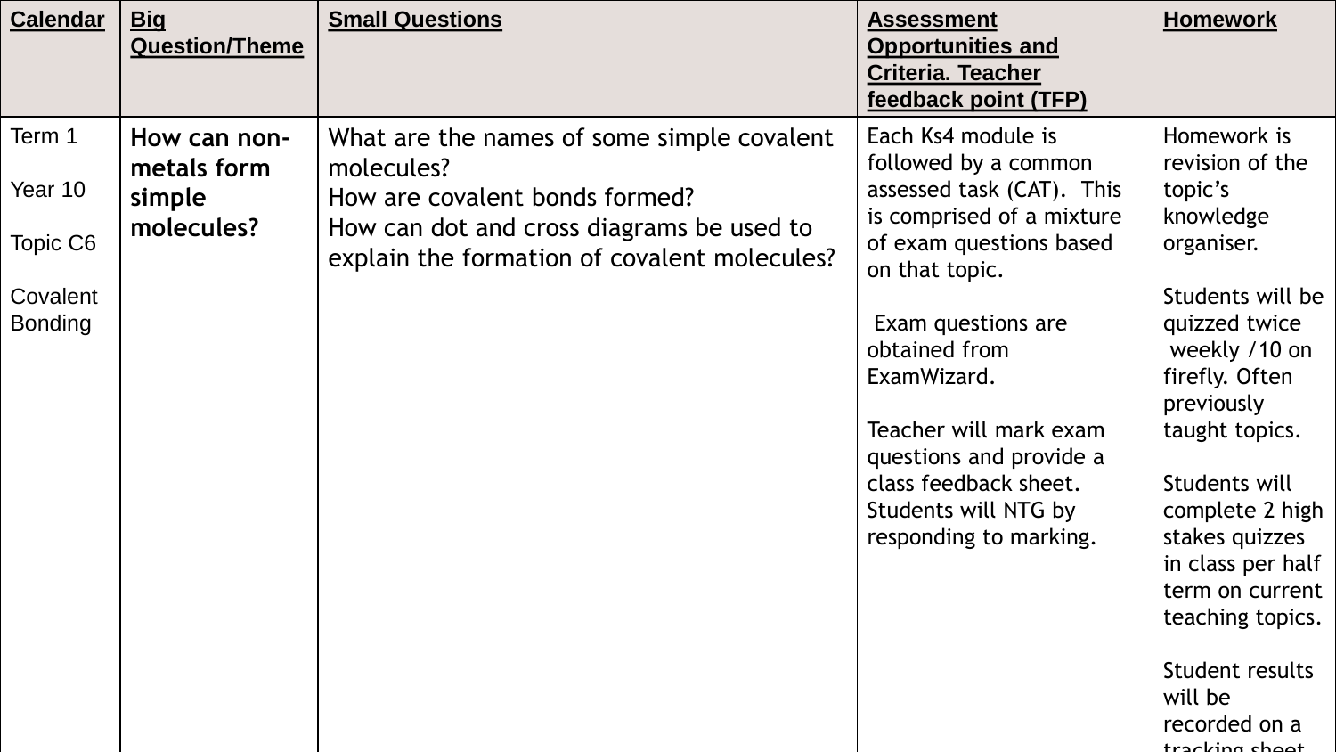| Calendar | Big Question/Theme | Small Questions | Assessment Opportunities and Criteria. Teacher feedback point (TFP) | Homework |
|---|---|---|---|---|
| Term 1<br><br>Year 10<br><br>Topic C6<br><br>Covalent Bonding | **How can non-metals form simple molecules?** | What are the names of some simple covalent molecules?<br>How are covalent bonds formed?<br>How can dot and cross diagrams be used to explain the formation of covalent molecules? | Each Ks4 module is followed by a common assessed task (CAT). This is comprised of a mixture of exam questions based on that topic.<br><br>Exam questions are obtained from ExamWizard.<br><br>Teacher will mark exam questions and provide a class feedback sheet. Students will NTG by responding to marking. | Homework is revision of the topic's knowledge organiser.<br><br>Students will be quizzed twice weekly /10 on firefly. Often previously taught topics.<br><br>Students will complete 2 high stakes quizzes in class per half term on current teaching topics.<br><br>Student results will be recorded on a tracking sheet |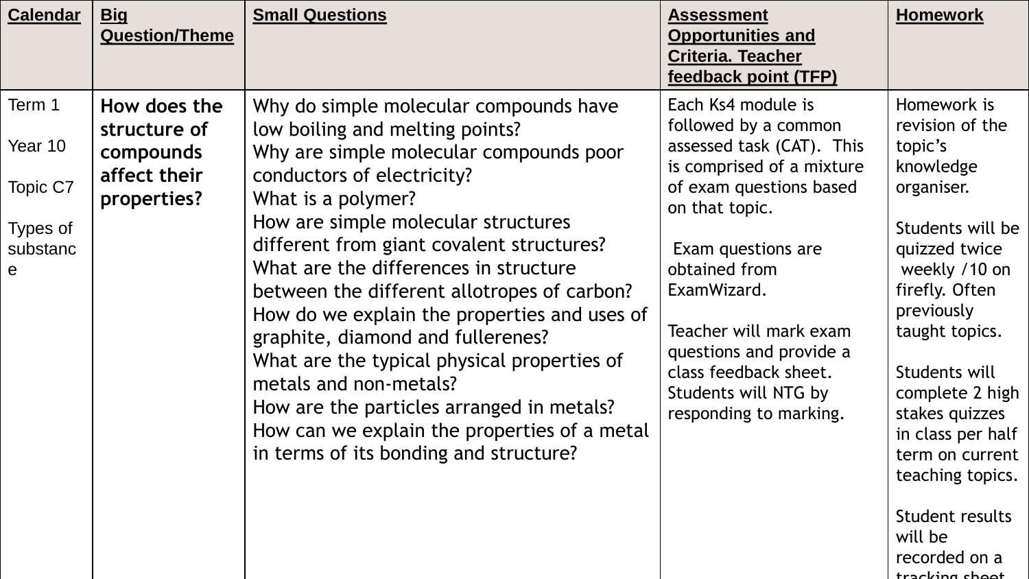| Calendar | Big Question/Theme | Small Questions | Assessment Opportunities and Criteria. Teacher feedback point (TFP) | Homework |
| --- | --- | --- | --- | --- |
| Term 1<br><br>Year 10<br><br>Topic C7<br><br>Types of substance | **How does the structure of compounds affect their properties?** | Why do simple molecular compounds have low boiling and melting points?<br>Why are simple molecular compounds poor conductors of electricity?<br>What is a polymer?<br>How are simple molecular structures different from giant covalent structures?<br>What are the differences in structure between the different allotropes of carbon?<br>How do we explain the properties and uses of graphite, diamond and fullerenes?<br>What are the typical physical properties of metals and non-metals?<br>How are the particles arranged in metals?<br>How can we explain the properties of a metal in terms of its bonding and structure? | Each Ks4 module is followed by a common assessed task (CAT). This is comprised of a mixture of exam questions based on that topic.<br><br>Exam questions are obtained from ExamWizard.<br><br>Teacher will mark exam questions and provide a class feedback sheet. Students will NTG by responding to marking. | Homework is revision of the topic's knowledge organiser.<br><br>Students will be quizzed twice weekly /10 on firefly. Often previously taught topics.<br><br>Students will complete 2 high stakes quizzes in class per half term on current teaching topics.<br><br>Student results will be recorded on a tracking sheet |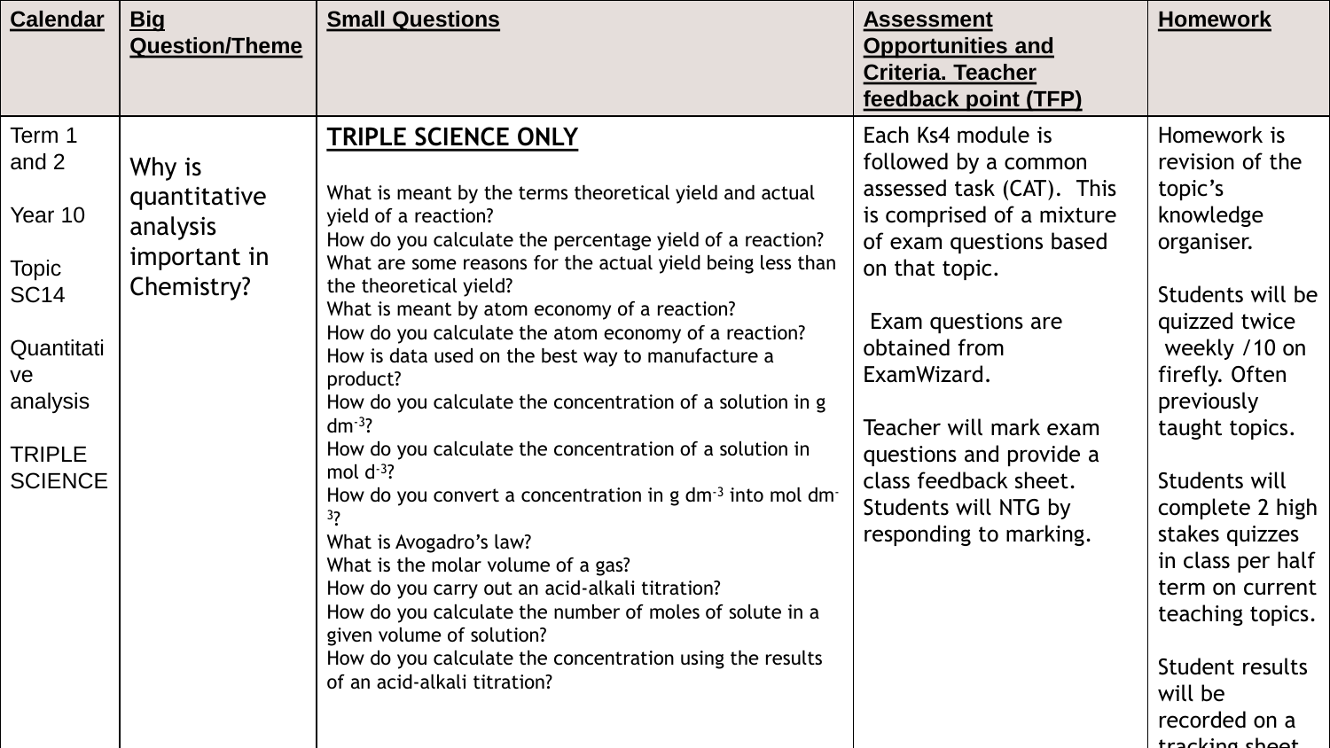| Calendar | Big Question/Theme | Small Questions | Assessment Opportunities and Criteria. Teacher feedback point (TFP) | Homework |
|---|---|---|---|---|
| Term 1 and 2<br><br>Year 10<br><br>Topic SC14<br><br>Quantitative analysis<br><br>TRIPLE SCIENCE | Why is quantitative analysis important in Chemistry? | **TRIPLE SCIENCE ONLY**<br><br>What is meant by the terms theoretical yield and actual yield of a reaction?<br>How do you calculate the percentage yield of a reaction?<br>What are some reasons for the actual yield being less than the theoretical yield?<br>What is meant by atom economy of a reaction?<br>How do you calculate the atom economy of a reaction?<br>How is data used on the best way to manufacture a product?<br>How do you calculate the concentration of a solution in g $dm^{-3}$?<br>How do you calculate the concentration of a solution in mol $d^{-3}$?<br>How do you convert a concentration in g $dm^{-3}$ into mol $dm^{-3}$?<br>What is Avogadro's law?<br>What is the molar volume of a gas?<br>How do you carry out an acid-alkali titration?<br>How do you calculate the number of moles of solute in a given volume of solution?<br>How do you calculate the concentration using the results of an acid-alkali titration? | Each Ks4 module is followed by a common assessed task (CAT). This is comprised of a mixture of exam questions based on that topic.<br><br>Exam questions are obtained from ExamWizard.<br><br>Teacher will mark exam questions and provide a class feedback sheet. Students will NTG by responding to marking. | Homework is revision of the topic's knowledge organiser.<br><br>Students will be quizzed twice weekly /10 on firefly. Often previously taught topics.<br><br>Students will complete 2 high stakes quizzes in class per half term on current teaching topics.<br><br>Student results will be recorded on a tracking sheet |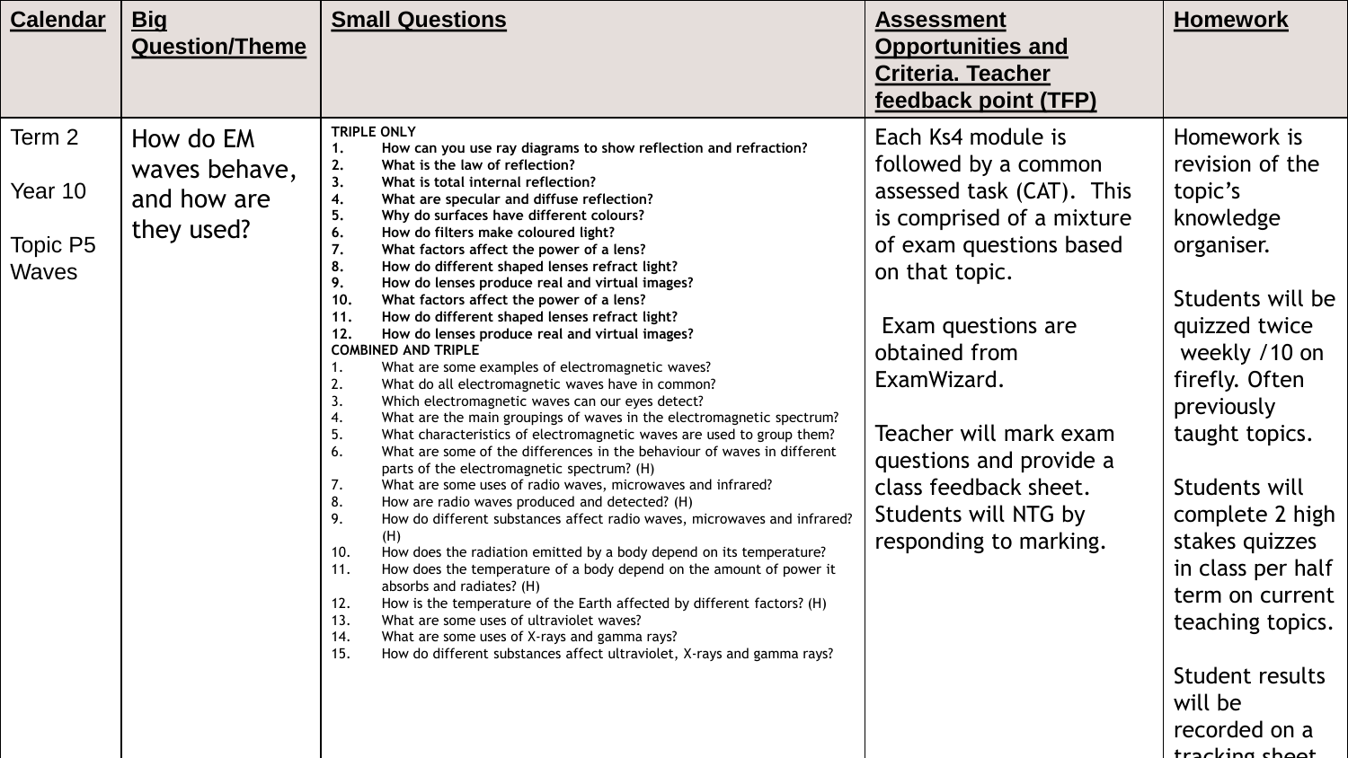| **Calendar** | **Big Question/Theme** | **Small Questions** | **Assessment Opportunities and Criteria. Teacher feedback point (TFP)** | **Homework** |
|---|---|---|---|---|
| Term 2<br><br>Year 10<br><br>Topic P5 Waves | How do EM waves behave, and how are they used? | **TRIPLE ONLY**<br>**1. How can you use ray diagrams to show reflection and refraction?**<br>**2. What is the law of reflection?**<br>**3. What is total internal reflection?**<br>**4. What are specular and diffuse reflection?**<br>**5. Why do surfaces have different colours?**<br>**6. How do filters make coloured light?**<br>**7. What factors affect the power of a lens?**<br>**8. How do different shaped lenses refract light?**<br>**9. How do lenses produce real and virtual images?**<br>**10. What factors affect the power of a lens?**<br>**11. How do different shaped lenses refract light?**<br>**12. How do lenses produce real and virtual images?**<br>**COMBINED AND TRIPLE**<br>1. What are some examples of electromagnetic waves?<br>2. What do all electromagnetic waves have in common?<br>3. Which electromagnetic waves can our eyes detect?<br>4. What are the main groupings of waves in the electromagnetic spectrum?<br>5. What characteristics of electromagnetic waves are used to group them?<br>6. What are some of the differences in the behaviour of waves in different parts of the electromagnetic spectrum? (H)<br>7. What are some uses of radio waves, microwaves and infrared?<br>8. How are radio waves produced and detected? (H)<br>9. How do different substances affect radio waves, microwaves and infrared? (H)<br>10. How does the radiation emitted by a body depend on its temperature?<br>11. How does the temperature of a body depend on the amount of power it absorbs and radiates? (H)<br>12. How is the temperature of the Earth affected by different factors? (H)<br>13. What are some uses of ultraviolet waves?<br>14. What are some uses of X-rays and gamma rays?<br>15. How do different substances affect ultraviolet, X-rays and gamma rays? | Each Ks4 module is followed by a common assessed task (CAT). This is comprised of a mixture of exam questions based on that topic.<br><br>Exam questions are obtained from ExamWizard.<br><br>Teacher will mark exam questions and provide a class feedback sheet. Students will NTG by responding to marking. | Homework is revision of the topic's knowledge organiser.<br><br>Students will be quizzed twice weekly /10 on firefly. Often previously taught topics.<br><br>Students will complete 2 high stakes quizzes in class per half term on current teaching topics.<br><br>Student results will be recorded on a tracking sheet |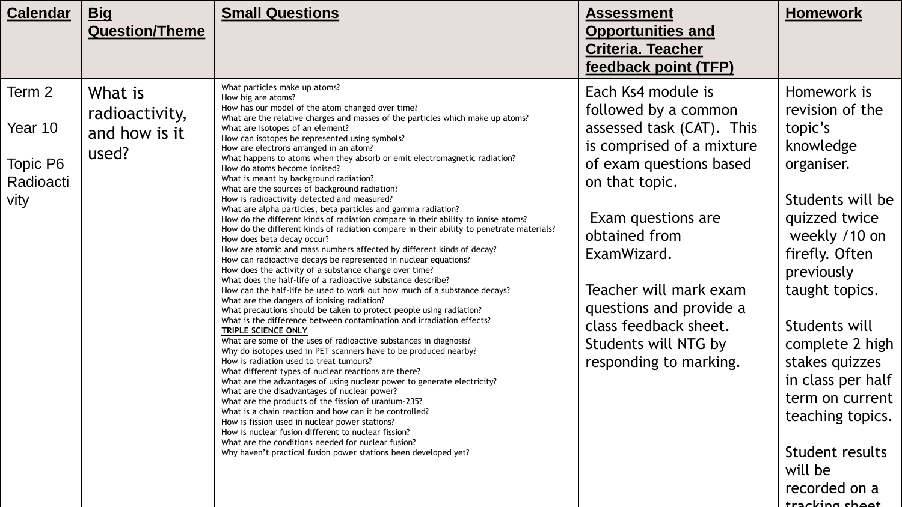| Calendar | Big Question/Theme | Small Questions | Assessment Opportunities and Criteria. Teacher feedback point (TFP) | Homework |
|---|---|---|---|---|
| Term 2<br><br>Year 10<br><br>Topic P6 Radioactivity | What is radioactivity, and how is it used? | What particles make up atoms?<br>How big are atoms?<br>How has our model of the atom changed over time?<br>What are the relative charges and masses of the particles which make up atoms?<br>What are isotopes of an element?<br>How can isotopes be represented using symbols?<br>How are electrons arranged in an atom?<br>What happens to atoms when they absorb or emit electromagnetic radiation?<br>How do atoms become ionised?<br>What is meant by background radiation?<br>What are the sources of background radiation?<br>How is radioactivity detected and measured?<br>What are alpha particles, beta particles and gamma radiation?<br>How do the different kinds of radiation compare in their ability to ionise atoms?<br>How do the different kinds of radiation compare in their ability to penetrate materials?<br>How does beta decay occur?<br>How are atomic and mass numbers affected by different kinds of decay?<br>How can radioactive decays be represented in nuclear equations?<br>How does the activity of a substance change over time?<br>What does the half-life of a radioactive substance describe?<br>How can the half-life be used to work out how much of a substance decays?<br>What are the dangers of ionising radiation?<br>What precautions should be taken to protect people using radiation?<br>What is the difference between contamination and irradiation effects?<br>**TRIPLE SCIENCE ONLY**<br>What are some of the uses of radioactive substances in diagnosis?<br>Why do isotopes used in PET scanners have to be produced nearby?<br>How is radiation used to treat tumours?<br>What different types of nuclear reactions are there?<br>What are the advantages of using nuclear power to generate electricity?<br>What are the disadvantages of nuclear power?<br>What are the products of the fission of uranium-235?<br>What is a chain reaction and how can it be controlled?<br>How is fission used in nuclear power stations?<br>How is nuclear fusion different to nuclear fission?<br>What are the conditions needed for nuclear fusion?<br>Why haven't practical fusion power stations been developed yet? | Each Ks4 module is followed by a common assessed task (CAT). This is comprised of a mixture of exam questions based on that topic.<br><br>Exam questions are obtained from ExamWizard.<br><br>Teacher will mark exam questions and provide a class feedback sheet. Students will NTG by responding to marking. | Homework is revision of the topic's knowledge organiser.<br><br>Students will be quizzed twice weekly /10 on firefly. Often previously taught topics.<br><br>Students will complete 2 high stakes quizzes in class per half term on current teaching topics.<br><br>Student results will be recorded on a tracking sheet |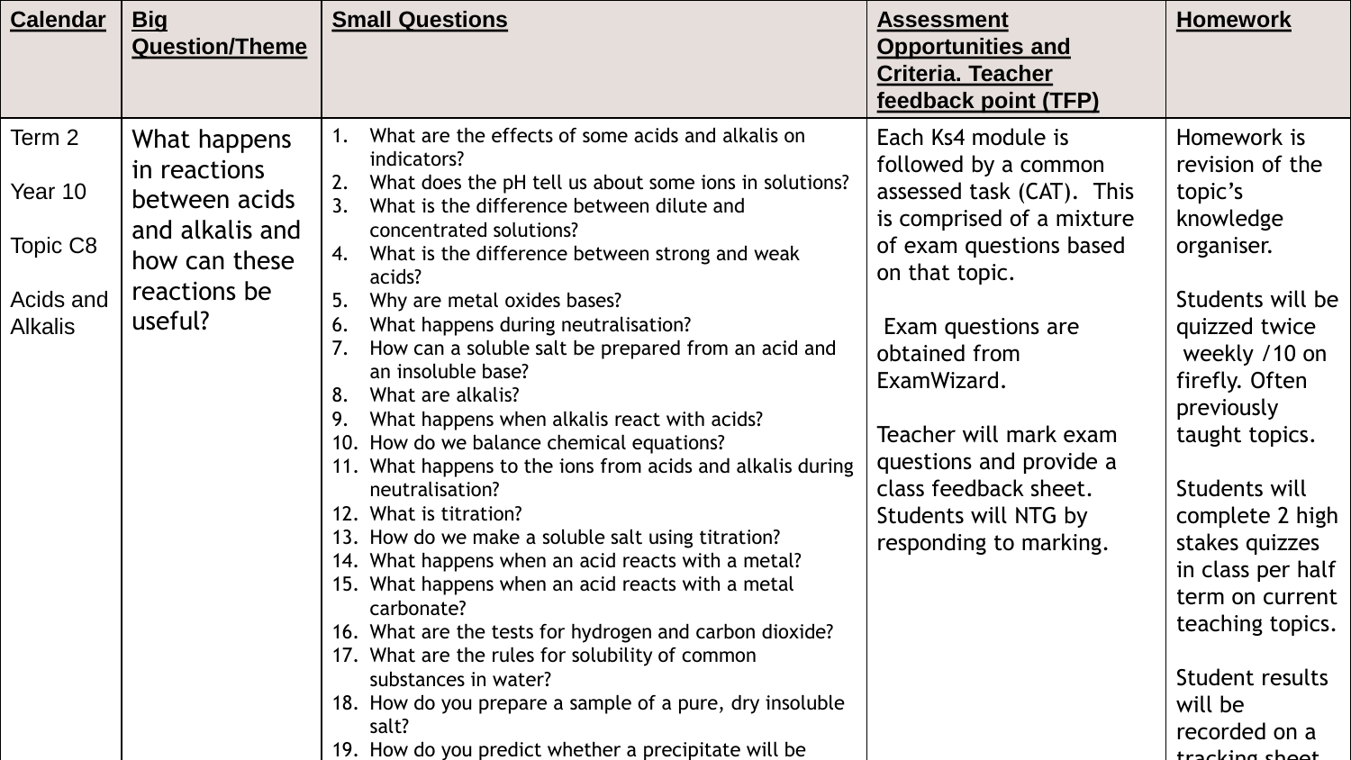| Calendar | Big Question/Theme | Small Questions | Assessment Opportunities and Criteria. Teacher feedback point (TFP) | Homework |
|---|---|---|---|---|
| Term 2<br><br>Year 10<br><br>Topic C8<br><br>Acids and Alkalis | What happens in reactions between acids and alkalis and how can these reactions be useful? | 1. What are the effects of some acids and alkalis on indicators?<br>2. What does the pH tell us about some ions in solutions?<br>3. What is the difference between dilute and concentrated solutions?<br>4. What is the difference between strong and weak acids?<br>5. Why are metal oxides bases?<br>6. What happens during neutralisation?<br>7. How can a soluble salt be prepared from an acid and an insoluble base?<br>8. What are alkalis?<br>9. What happens when alkalis react with acids?<br>10. How do we balance chemical equations?<br>11. What happens to the ions from acids and alkalis during neutralisation?<br>12. What is titration?<br>13. How do we make a soluble salt using titration?<br>14. What happens when an acid reacts with a metal?<br>15. What happens when an acid reacts with a metal carbonate?<br>16. What are the tests for hydrogen and carbon dioxide?<br>17. What are the rules for solubility of common substances in water?<br>18. How do you prepare a sample of a pure, dry insoluble salt?<br>19. How do you predict whether a precipitate will be | Each Ks4 module is followed by a common assessed task (CAT). This is comprised of a mixture of exam questions based on that topic.<br><br>Exam questions are obtained from ExamWizard.<br><br>Teacher will mark exam questions and provide a class feedback sheet. Students will NTG by responding to marking. | Homework is revision of the topic's knowledge organiser.<br><br>Students will be quizzed twice weekly /10 on firefly. Often previously taught topics.<br><br>Students will complete 2 high stakes quizzes in class per half term on current teaching topics.<br><br>Student results will be recorded on a tracking sheet |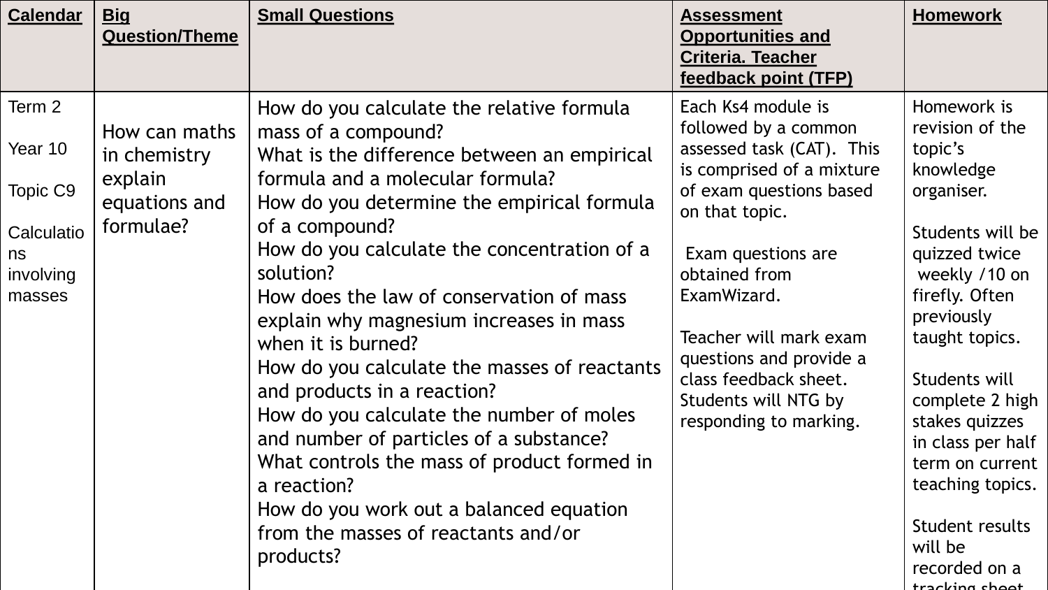| Calendar | Big Question/Theme | Small Questions | Assessment Opportunities and Criteria. Teacher feedback point (TFP) | Homework |
|---|---|---|---|---|
| Term 2<br><br>Year 10<br><br>Topic C9<br><br>Calculations involving masses | How can maths in chemistry explain equations and formulae? | How do you calculate the relative formula mass of a compound?<br>What is the difference between an empirical formula and a molecular formula?<br>How do you determine the empirical formula of a compound?<br>How do you calculate the concentration of a solution?<br>How does the law of conservation of mass explain why magnesium increases in mass when it is burned?<br>How do you calculate the masses of reactants and products in a reaction?<br>How do you calculate the number of moles and number of particles of a substance?<br>What controls the mass of product formed in a reaction?<br>How do you work out a balanced equation from the masses of reactants and/or products? | Each Ks4 module is followed by a common assessed task (CAT). This is comprised of a mixture of exam questions based on that topic.<br><br>Exam questions are obtained from ExamWizard.<br><br>Teacher will mark exam questions and provide a class feedback sheet. Students will NTG by responding to marking. | Homework is revision of the topic's knowledge organiser.<br><br>Students will be quizzed twice weekly /10 on firefly. Often previously taught topics.<br><br>Students will complete 2 high stakes quizzes in class per half term on current teaching topics.<br><br>Student results will be recorded on a tracking sheet |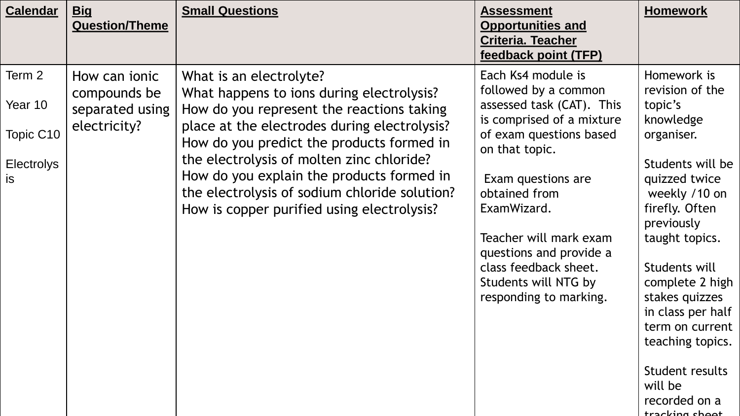| Calendar | Big Question/Theme | Small Questions | Assessment Opportunities and Criteria. Teacher feedback point (TFP) | Homework |
|---|---|---|---|---|
| Term 2<br><br>Year 10<br><br>Topic C10<br><br>Electrolysis | How can ionic compounds be separated using electricity? | What is an electrolyte?<br>What happens to ions during electrolysis?<br>How do you represent the reactions taking place at the electrodes during electrolysis?<br>How do you predict the products formed in the electrolysis of molten zinc chloride?<br>How do you explain the products formed in the electrolysis of sodium chloride solution?<br>How is copper purified using electrolysis? | Each Ks4 module is followed by a common assessed task (CAT). This is comprised of a mixture of exam questions based on that topic.<br><br>Exam questions are obtained from ExamWizard.<br><br>Teacher will mark exam questions and provide a class feedback sheet. Students will NTG by responding to marking. | Homework is revision of the topic's knowledge organiser.<br><br>Students will be quizzed twice weekly /10 on firefly. Often previously taught topics.<br><br>Students will complete 2 high stakes quizzes in class per half term on current teaching topics.<br><br>Student results will be recorded on a tracking sheet |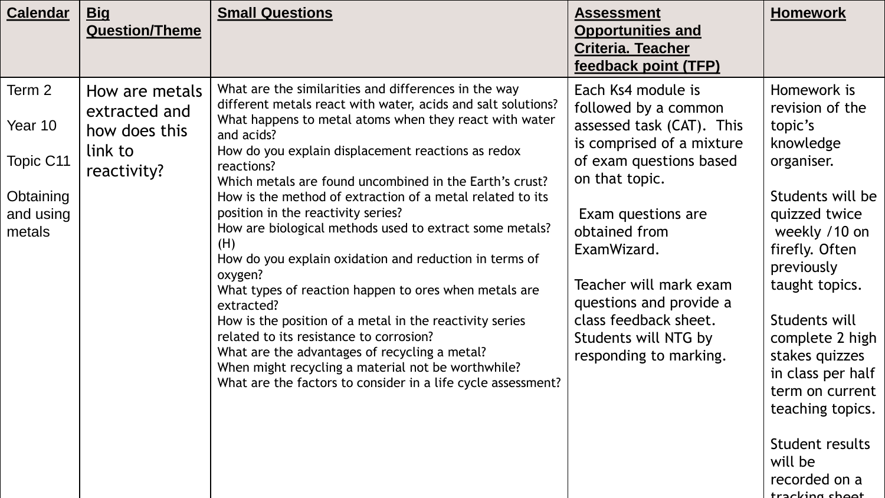| Calendar | Big Question/Theme | Small Questions | Assessment Opportunities and Criteria. Teacher feedback point (TFP) | Homework |
|---|---|---|---|---|
| Term 2<br><br>Year 10<br><br>Topic C11<br><br>Obtaining and using metals | How are metals extracted and how does this link to reactivity? | What are the similarities and differences in the way different metals react with water, acids and salt solutions?<br>What happens to metal atoms when they react with water and acids?<br>How do you explain displacement reactions as redox reactions?<br>Which metals are found uncombined in the Earth's crust?<br>How is the method of extraction of a metal related to its position in the reactivity series?<br>How are biological methods used to extract some metals? (H)<br>How do you explain oxidation and reduction in terms of oxygen?<br>What types of reaction happen to ores when metals are extracted?<br>How is the position of a metal in the reactivity series related to its resistance to corrosion?<br>What are the advantages of recycling a metal?<br>When might recycling a material not be worthwhile?<br>What are the factors to consider in a life cycle assessment? | Each Ks4 module is followed by a common assessed task (CAT). This is comprised of a mixture of exam questions based on that topic.<br><br>Exam questions are obtained from ExamWizard.<br><br>Teacher will mark exam questions and provide a class feedback sheet. Students will NTG by responding to marking. | Homework is revision of the topic's knowledge organiser.<br><br>Students will be quizzed twice weekly /10 on firefly. Often previously taught topics.<br><br>Students will complete 2 high stakes quizzes in class per half term on current teaching topics.<br><br>Student results will be recorded on a tracking sheet |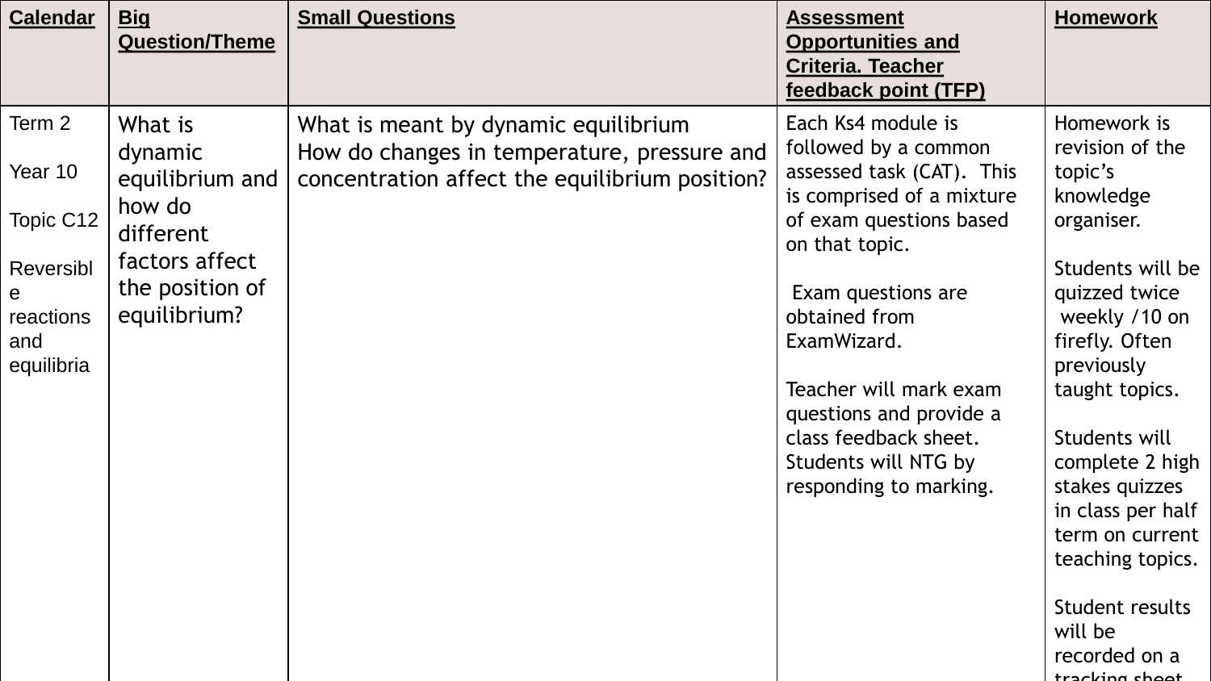| Calendar | Big Question/Theme | Small Questions | Assessment Opportunities and Criteria. Teacher feedback point (TFP) | Homework |
|---|---|---|---|---|
| Term 2<br><br>Year 10<br><br>Topic C12<br><br>Reversible reactions and equilibria | What is dynamic equilibrium and how do different factors affect the position of equilibrium? | What is meant by dynamic equilibrium<br>How do changes in temperature, pressure and concentration affect the equilibrium position? | Each Ks4 module is followed by a common assessed task (CAT). This is comprised of a mixture of exam questions based on that topic.<br><br>Exam questions are obtained from ExamWizard.<br><br>Teacher will mark exam questions and provide a class feedback sheet. Students will NTG by responding to marking. | Homework is revision of the topic's knowledge organiser.<br><br>Students will be quizzed twice weekly /10 on firefly. Often previously taught topics.<br><br>Students will complete 2 high stakes quizzes in class per half term on current teaching topics.<br><br>Student results will be recorded on a tracking sheet |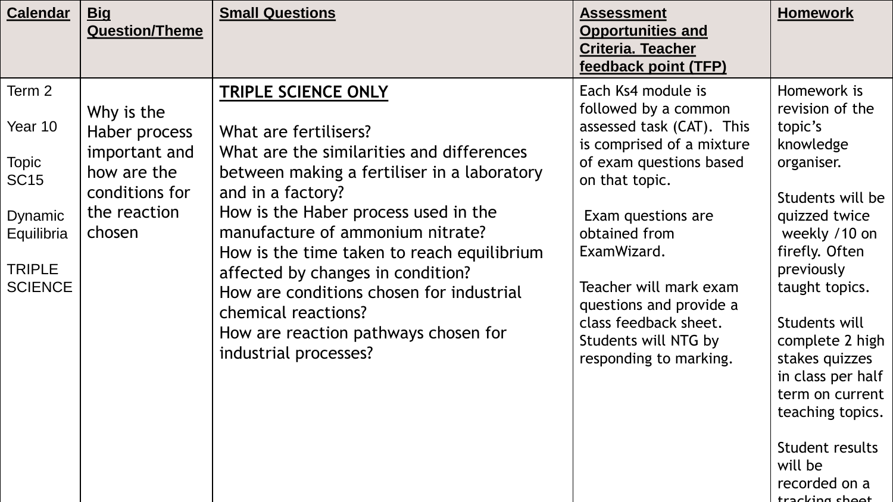| Calendar | Big Question/Theme | Small Questions | Assessment Opportunities and Criteria. Teacher feedback point (TFP) | Homework |
|---|---|---|---|---|
| Term 2<br><br>Year 10<br><br>Topic SC15<br><br>Dynamic Equilibria<br><br>TRIPLE SCIENCE | Why is the Haber process important and how are the conditions for the reaction chosen | **TRIPLE SCIENCE ONLY**<br><br>What are fertilisers?<br>What are the similarities and differences between making a fertiliser in a laboratory and in a factory?<br>How is the Haber process used in the manufacture of ammonium nitrate?<br>How is the time taken to reach equilibrium affected by changes in condition?<br>How are conditions chosen for industrial chemical reactions?<br>How are reaction pathways chosen for industrial processes? | Each Ks4 module is followed by a common assessed task (CAT). This is comprised of a mixture of exam questions based on that topic.<br><br>Exam questions are obtained from ExamWizard.<br><br>Teacher will mark exam questions and provide a class feedback sheet. Students will NTG by responding to marking. | Homework is revision of the topic's knowledge organiser.<br><br>Students will be quizzed twice weekly /10 on firefly. Often previously taught topics.<br><br>Students will complete 2 high stakes quizzes in class per half term on current teaching topics.<br><br>Student results will be recorded on a tracking sheet |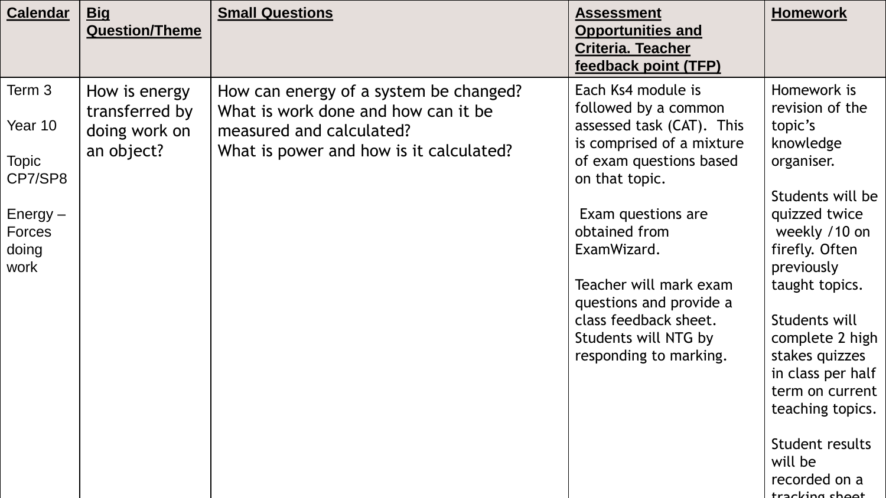| Calendar | Big Question/Theme | Small Questions | Assessment Opportunities and Criteria. Teacher feedback point (TFP) | Homework |
|---|---|---|---|---|
| Term 3<br><br>Year 10<br><br>Topic CP7/SP8<br><br>Energy – Forces doing work | How is energy transferred by doing work on an object? | How can energy of a system be changed?<br>What is work done and how can it be measured and calculated?<br>What is power and how is it calculated? | Each Ks4 module is followed by a common assessed task (CAT). This is comprised of a mixture of exam questions based on that topic.<br><br>Exam questions are obtained from ExamWizard.<br><br>Teacher will mark exam questions and provide a class feedback sheet. Students will NTG by responding to marking. | Homework is revision of the topic's knowledge organiser.<br><br>Students will be quizzed twice weekly /10 on firefly. Often previously taught topics.<br><br>Students will complete 2 high stakes quizzes in class per half term on current teaching topics.<br><br>Student results will be recorded on a tracking sheet |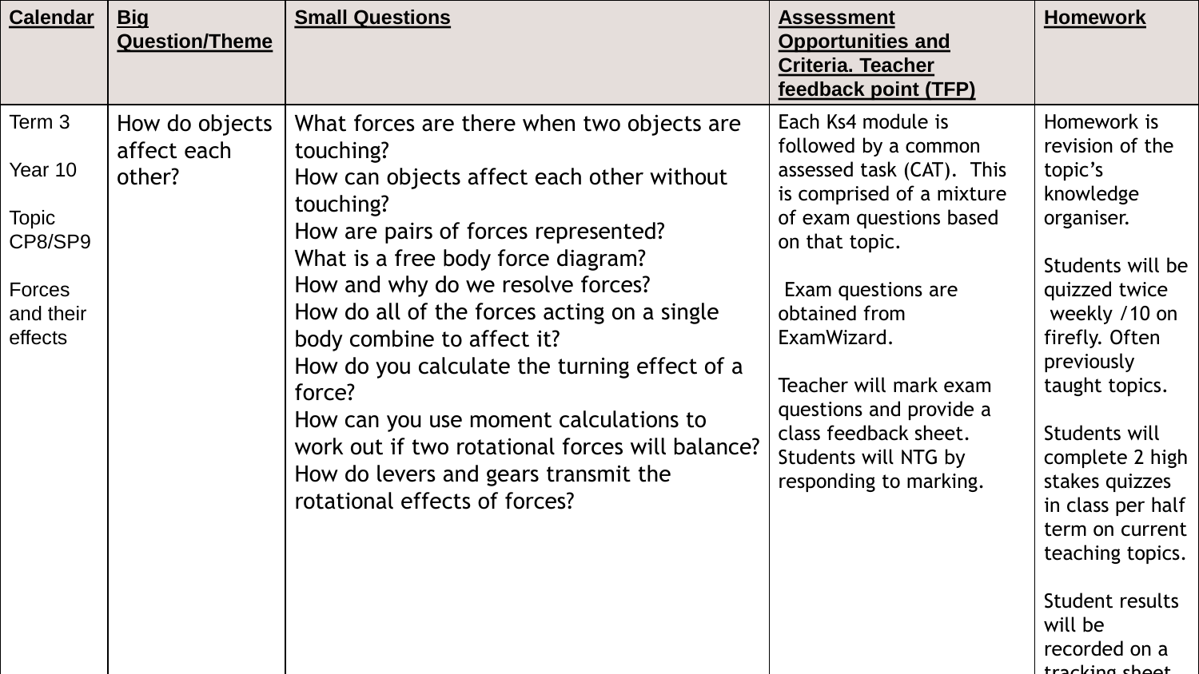| Calendar | Big Question/Theme | Small Questions | Assessment Opportunities and Criteria. Teacher feedback point (TFP) | Homework |
|---|---|---|---|---|
| Term 3<br><br>Year 10<br><br>Topic CP8/SP9<br><br>Forces and their effects | How do objects affect each other? | What forces are there when two objects are touching?<br>How can objects affect each other without touching?<br>How are pairs of forces represented?<br>What is a free body force diagram?<br>How and why do we resolve forces?<br>How do all of the forces acting on a single body combine to affect it?<br>How do you calculate the turning effect of a force?<br>How can you use moment calculations to work out if two rotational forces will balance?<br>How do levers and gears transmit the rotational effects of forces? | Each Ks4 module is followed by a common assessed task (CAT). This is comprised of a mixture of exam questions based on that topic.<br><br>Exam questions are obtained from ExamWizard.<br><br>Teacher will mark exam questions and provide a class feedback sheet. Students will NTG by responding to marking. | Homework is revision of the topic's knowledge organiser.<br><br>Students will be quizzed twice weekly /10 on firefly. Often previously taught topics.<br><br>Students will complete 2 high stakes quizzes in class per half term on current teaching topics.<br><br>Student results will be recorded on a tracking sheet |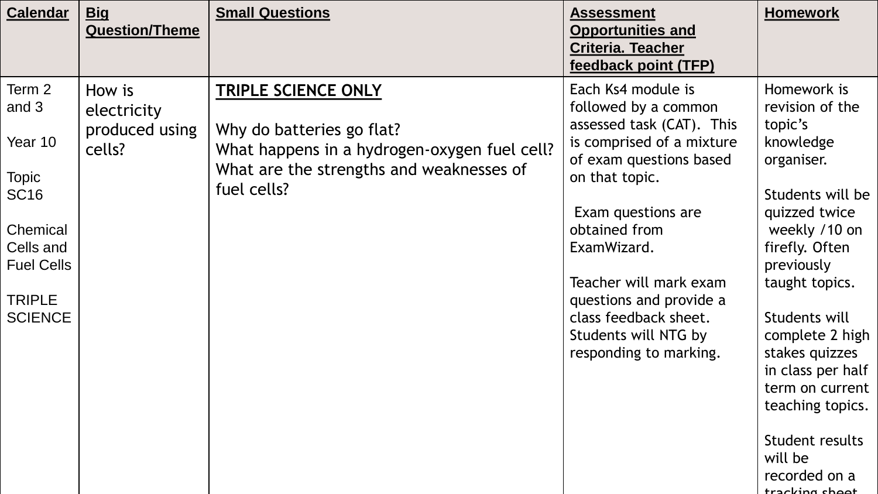| Calendar | Big Question/Theme | Small Questions | Assessment Opportunities and Criteria. Teacher feedback point (TFP) | Homework |
|---|---|---|---|---|
| Term 2 and 3<br><br>Year 10<br><br>Topic SC16<br><br>Chemical Cells and Fuel Cells<br><br>TRIPLE SCIENCE | How is electricity produced using cells? | **TRIPLE SCIENCE ONLY**<br><br>Why do batteries go flat?<br>What happens in a hydrogen-oxygen fuel cell?<br>What are the strengths and weaknesses of fuel cells? | Each Ks4 module is followed by a common assessed task (CAT). This is comprised of a mixture of exam questions based on that topic.<br><br>Exam questions are obtained from ExamWizard.<br><br>Teacher will mark exam questions and provide a class feedback sheet. Students will NTG by responding to marking. | Homework is revision of the topic's knowledge organiser.<br><br>Students will be quizzed twice weekly /10 on firefly. Often previously taught topics.<br><br>Students will complete 2 high stakes quizzes in class per half term on current teaching topics.<br><br>Student results will be recorded on a tracking sheet |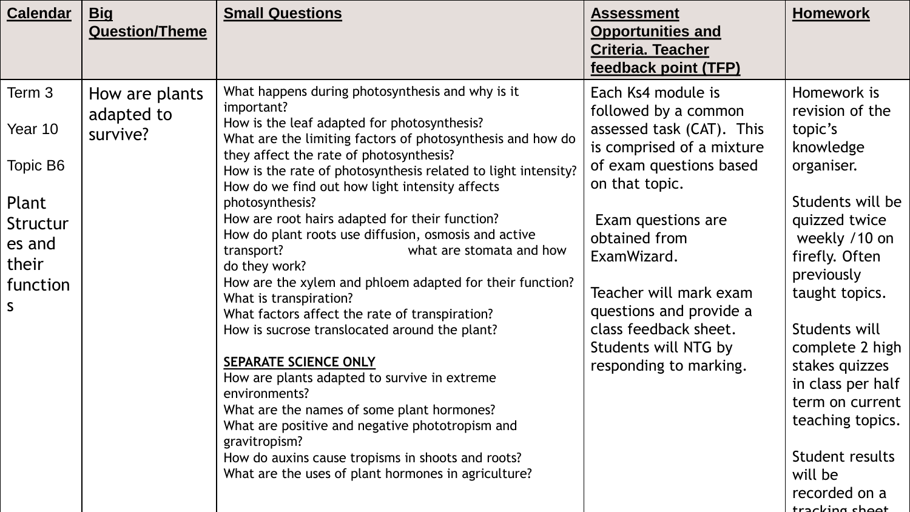| Calendar | Big Question/Theme | Small Questions | Assessment Opportunities and Criteria. Teacher feedback point (TFP) | Homework |
| --- | --- | --- | --- | --- |
| Term 3<br><br>Year 10<br><br>Topic B6<br><br>Plant Structures and their functions | How are plants adapted to survive? | What happens during photosynthesis and why is it important?<br>How is the leaf adapted for photosynthesis?<br>What are the limiting factors of photosynthesis and how do they affect the rate of photosynthesis?<br>How is the rate of photosynthesis related to light intensity?<br>How do we find out how light intensity affects photosynthesis?<br>How are root hairs adapted for their function?<br>How do plant roots use diffusion, osmosis and active transport? what are stomata and how do they work?<br>How are the xylem and phloem adapted for their function?<br>What is transpiration?<br>What factors affect the rate of transpiration?<br>How is sucrose translocated around the plant?<br><br>**SEPARATE SCIENCE ONLY**<br>How are plants adapted to survive in extreme environments?<br>What are the names of some plant hormones?<br>What are positive and negative phototropism and gravitropism?<br>How do auxins cause tropisms in shoots and roots?<br>What are the uses of plant hormones in agriculture? | Each Ks4 module is followed by a common assessed task (CAT). This is comprised of a mixture of exam questions based on that topic.<br><br>Exam questions are obtained from ExamWizard.<br><br>Teacher will mark exam questions and provide a class feedback sheet. Students will NTG by responding to marking. | Homework is revision of the topic's knowledge organiser.<br><br>Students will be quizzed twice weekly /10 on firefly. Often previously taught topics.<br><br>Students will complete 2 high stakes quizzes in class per half term on current teaching topics.<br><br>Student results will be recorded on a tracking sheet |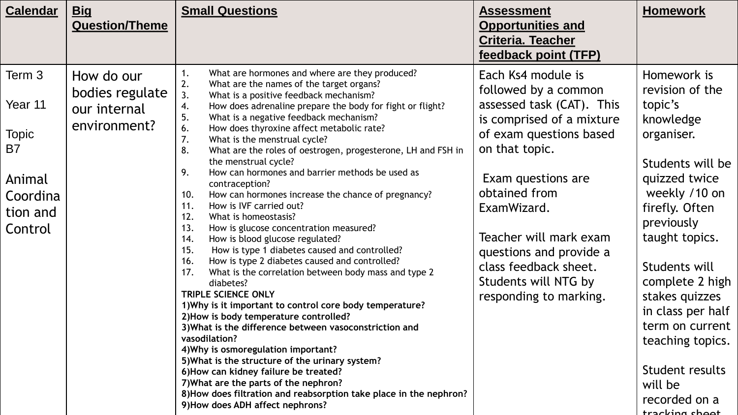| Calendar | Big Question/Theme | Small Questions | Assessment Opportunities and Criteria. Teacher feedback point (TFP) | Homework |
|---|---|---|---|---|
| Term 3<br><br>Year 11<br><br>Topic B7<br><br>Animal Coordination and Control | How do our bodies regulate our internal environment? | 1. What are hormones and where are they produced?<br>2. What are the names of the target organs?<br>3. What is a positive feedback mechanism?<br>4. How does adrenaline prepare the body for fight or flight?<br>5. What is a negative feedback mechanism?<br>6. How does thyroxine affect metabolic rate?<br>7. What is the menstrual cycle?<br>8. What are the roles of oestrogen, progesterone, LH and FSH in the menstrual cycle?<br>9. How can hormones and barrier methods be used as contraception?<br>10. How can hormones increase the chance of pregnancy?<br>11. How is IVF carried out?<br>12. What is homeostasis?<br>13. How is glucose concentration measured?<br>14. How is blood glucose regulated?<br>15. How is type 1 diabetes caused and controlled?<br>16. How is type 2 diabetes caused and controlled?<br>17. What is the correlation between body mass and type 2 diabetes?<br>**TRIPLE SCIENCE ONLY**<br>**1)Why is it important to control core body temperature?**<br>**2)How is body temperature controlled?**<br>**3)What is the difference between vasoconstriction and vasodilation?**<br>**4)Why is osmoregulation important?**<br>**5)What is the structure of the urinary system?**<br>**6)How can kidney failure be treated?**<br>**7)What are the parts of the nephron?**<br>**8)How does filtration and reabsorption take place in the nephron?**<br>**9)How does ADH affect nephrons?** | Each Ks4 module is followed by a common assessed task (CAT). This is comprised of a mixture of exam questions based on that topic.<br><br>Exam questions are obtained from ExamWizard.<br><br>Teacher will mark exam questions and provide a class feedback sheet. Students will NTG by responding to marking. | Homework is revision of the topic's knowledge organiser.<br><br>Students will be quizzed twice weekly /10 on firefly. Often previously taught topics.<br><br>Students will complete 2 high stakes quizzes in class per half term on current teaching topics.<br><br>Student results will be recorded on a tracking sheet |